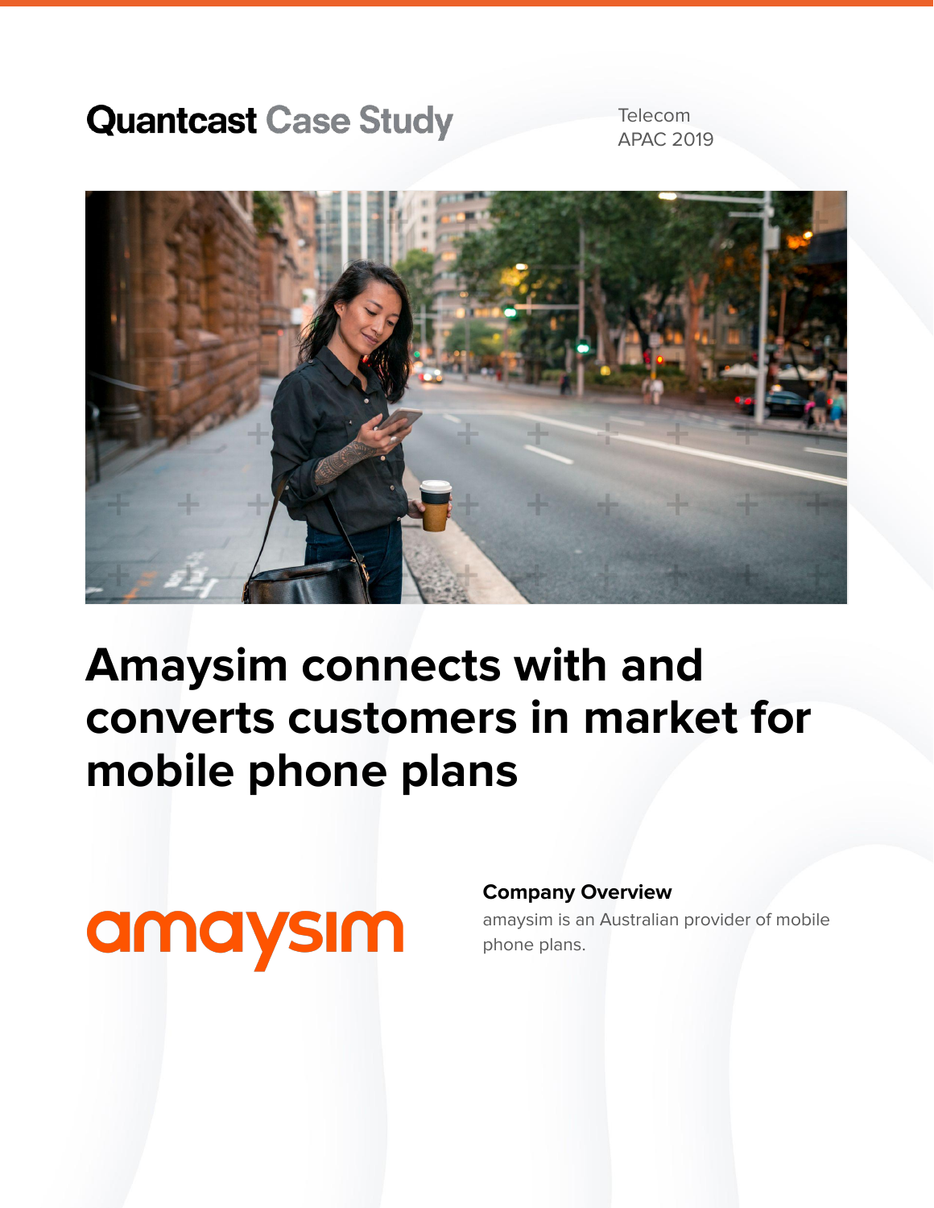**Quantcast** Case Study

Telecom
APAC 2019

# Amaysim connects with and converts customers in market for mobile phone plans

amaysim

**Company Overview**

amaysim is an Australian provider of mobile phone plans.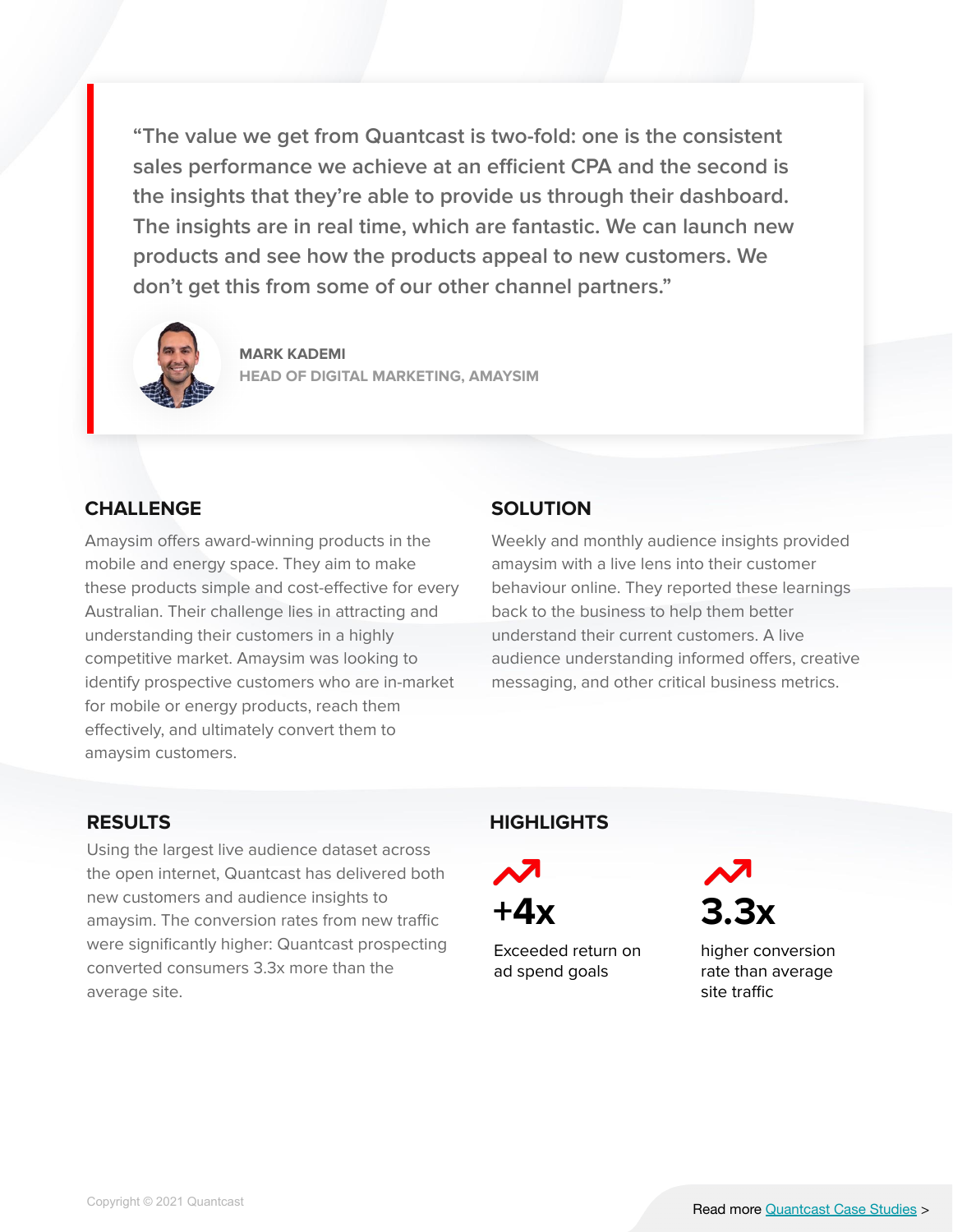> "The value we get from Quantcast is two-fold: one is the consistent sales performance we achieve at an efficient CPA and the second is the insights that they're able to provide us through their dashboard. The insights are in real time, which are fantastic. We can launch new products and see how the products appeal to new customers. We don't get this from some of our other channel partners."

**MARK KADEMI**
HEAD OF DIGITAL MARKETING, AMAYSIM

## CHALLENGE

Amaysim offers award-winning products in the mobile and energy space. They aim to make these products simple and cost-effective for every Australian. Their challenge lies in attracting and understanding their customers in a highly competitive market. Amaysim was looking to identify prospective customers who are in-market for mobile or energy products, reach them effectively, and ultimately convert them to amaysim customers.

## SOLUTION

Weekly and monthly audience insights provided amaysim with a live lens into their customer behaviour online. They reported these learnings back to the business to help them better understand their current customers. A live audience understanding informed offers, creative messaging, and other critical business metrics.

## RESULTS

Using the largest live audience dataset across the open internet, Quantcast has delivered both new customers and audience insights to amaysim. The conversion rates from new traffic were significantly higher: Quantcast prospecting converted consumers 3.3x more than the average site.

## HIGHLIGHTS

**+4x**

Exceeded return on ad spend goals

**3.3x**

higher conversion rate than average site traffic

Copyright © 2021 Quantcast

Read more Quantcast Case Studies >